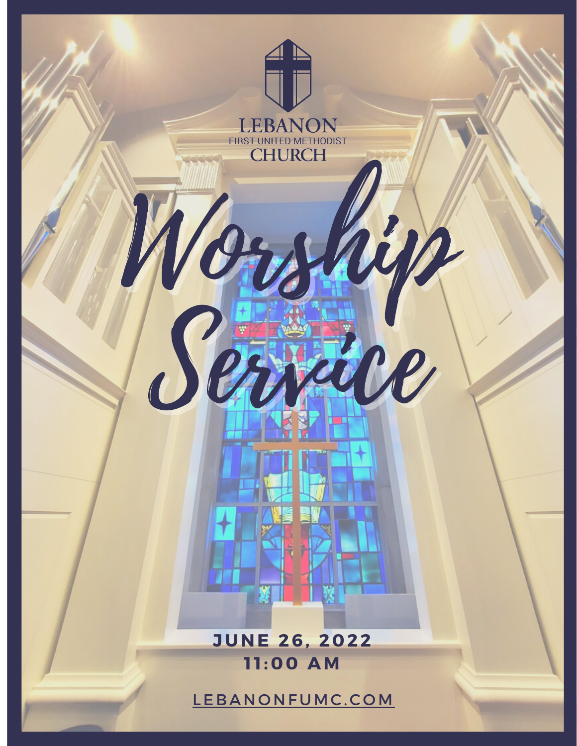LEBANON
FIRST UNITED METHODIST
CHURCH

# Worship Service

**JUNE 26, 2022**
**11:00 AM**

LEBANONFUMC.COM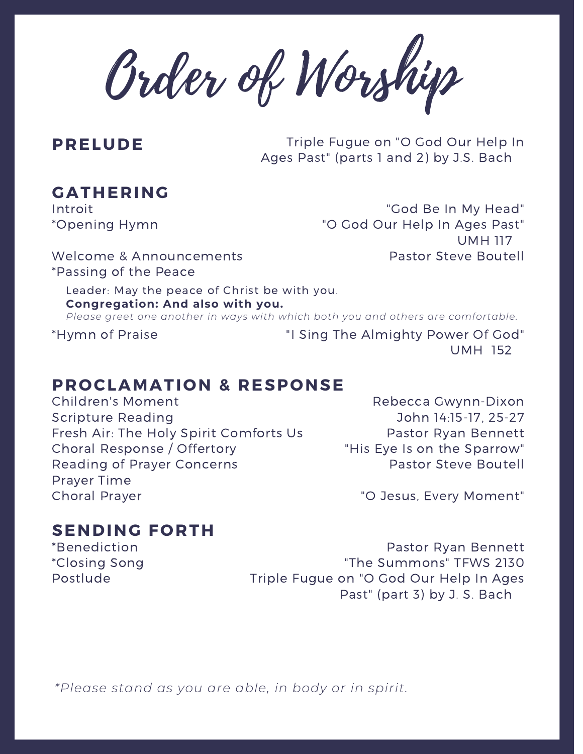# Order of Worship

## PRELUDE

Triple Fugue on "O God Our Help In Ages Past" (parts 1 and 2) by J.S. Bach

## GATHERING

Introit — "God Be In My Head"

*Opening Hymn — "O God Our Help In Ages Past" UMH 117

Welcome & Announcements — Pastor Steve Boutell

*Passing of the Peace

Leader: May the peace of Christ be with you.
**Congregation: And also with you.**
*Please greet one another in ways with which both you and others are comfortable.*

*Hymn of Praise — "I Sing The Almighty Power Of God" UMH 152

## PROCLAMATION & RESPONSE

Children's Moment — Rebecca Gwynn-Dixon

Scripture Reading — John 14:15-17, 25-27

Fresh Air: The Holy Spirit Comforts Us — Pastor Ryan Bennett

Choral Response / Offertory — "His Eye Is on the Sparrow"

Reading of Prayer Concerns — Pastor Steve Boutell

Prayer Time

Choral Prayer — "O Jesus, Every Moment"

## SENDING FORTH

*Benediction — Pastor Ryan Bennett

*Closing Song — "The Summons" TFWS 2130

Postlude — Triple Fugue on "O God Our Help In Ages Past" (part 3) by J. S. Bach

*\*Please stand as you are able, in body or in spirit.*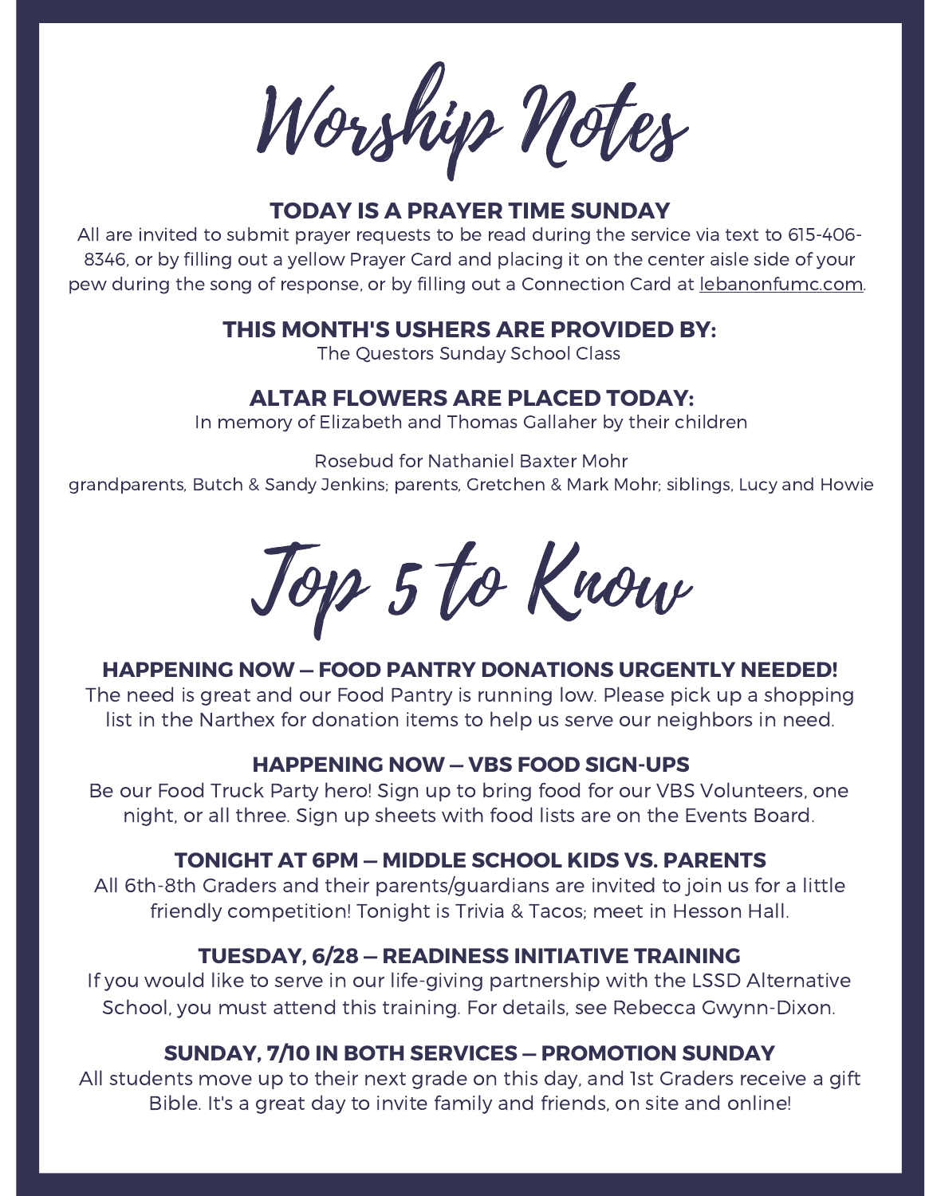# Worship Notes

### TODAY IS A PRAYER TIME SUNDAY

All are invited to submit prayer requests to be read during the service via text to 615-406-8346, or by filling out a yellow Prayer Card and placing it on the center aisle side of your pew during the song of response, or by filling out a Connection Card at lebanonfumc.com.

### THIS MONTH'S USHERS ARE PROVIDED BY:

The Questors Sunday School Class

### ALTAR FLOWERS ARE PLACED TODAY:

In memory of Elizabeth and Thomas Gallaher by their children

Rosebud for Nathaniel Baxter Mohr
grandparents, Butch & Sandy Jenkins; parents, Gretchen & Mark Mohr; siblings, Lucy and Howie

# Top 5 to Know

### HAPPENING NOW — FOOD PANTRY DONATIONS URGENTLY NEEDED!

The need is great and our Food Pantry is running low. Please pick up a shopping list in the Narthex for donation items to help us serve our neighbors in need.

### HAPPENING NOW — VBS FOOD SIGN-UPS

Be our Food Truck Party hero! Sign up to bring food for our VBS Volunteers, one night, or all three. Sign up sheets with food lists are on the Events Board.

### TONIGHT AT 6PM — MIDDLE SCHOOL KIDS VS. PARENTS

All 6th-8th Graders and their parents/guardians are invited to join us for a little friendly competition! Tonight is Trivia & Tacos; meet in Hesson Hall.

### TUESDAY, 6/28 — READINESS INITIATIVE TRAINING

If you would like to serve in our life-giving partnership with the LSSD Alternative School, you must attend this training. For details, see Rebecca Gwynn-Dixon.

### SUNDAY, 7/10 IN BOTH SERVICES — PROMOTION SUNDAY

All students move up to their next grade on this day, and 1st Graders receive a gift Bible. It's a great day to invite family and friends, on site and online!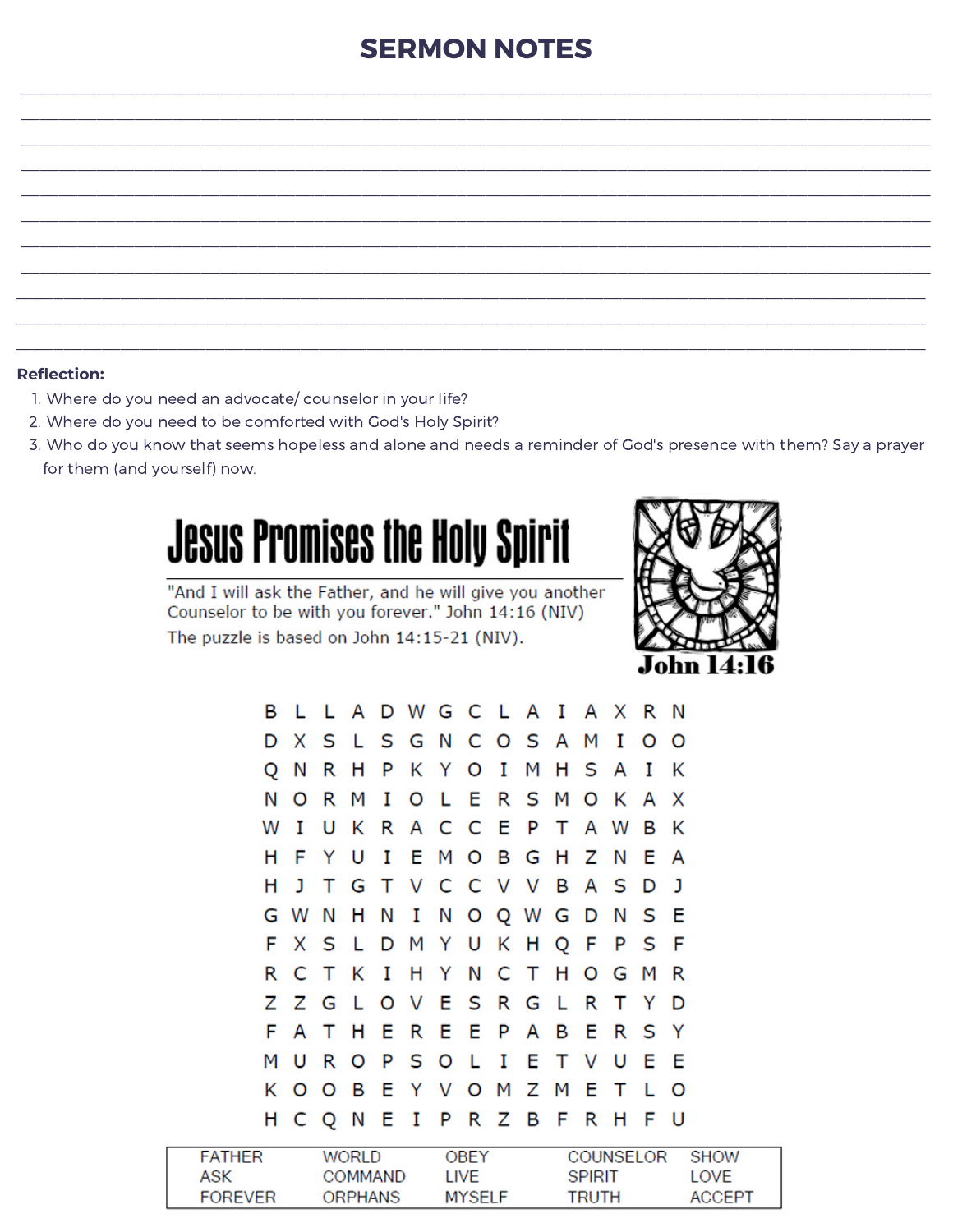# SERMON NOTES

_______________________________________________________________________________

_______________________________________________________________________________

_______________________________________________________________________________

_______________________________________________________________________________

_______________________________________________________________________________

_______________________________________________________________________________

_______________________________________________________________________________

_______________________________________________________________________________

_______________________________________________________________________________

_______________________________________________________________________________

_______________________________________________________________________________

**Reflection:**

1. Where do you need an advocate/ counselor in your life?
2. Where do you need to be comforted with God's Holy Spirit?
3. Who do you know that seems hopeless and alone and needs a reminder of God's presence with them? Say a prayer for them (and yourself) now.

## Jesus Promises the Holy Spirit

"And I will ask the Father, and he will give you another Counselor to be with you forever." John 14:16 (NIV)

The puzzle is based on John 14:15-21 (NIV).

John 14:16

| | | | | | | | | | | | | | | |
|---|---|---|---|---|---|---|---|---|---|---|---|---|---|---|
| B | L | L | A | D | W | G | C | L | A | I | A | X | R | N |
| D | X | S | L | S | G | N | C | O | S | A | M | I | O | O |
| Q | N | R | H | P | K | Y | O | I | M | H | S | A | I | K |
| N | O | R | M | I | O | L | E | R | S | M | O | K | A | X |
| W | I | U | K | R | A | C | C | E | P | T | A | W | B | K |
| H | F | Y | U | I | E | M | O | B | G | H | Z | N | E | A |
| H | J | T | G | T | V | C | C | V | V | B | A | S | D | J |
| G | W | N | H | N | I | N | O | Q | W | G | D | N | S | E |
| F | X | S | L | D | M | Y | U | K | H | Q | F | P | S | F |
| R | C | T | K | I | H | Y | N | C | T | H | O | G | M | R |
| Z | Z | G | L | O | V | E | S | R | G | L | R | T | Y | D |
| F | A | T | H | E | R | E | E | P | A | B | E | R | S | Y |
| M | U | R | O | P | S | O | L | I | E | T | V | U | E | E |
| K | O | O | B | E | Y | V | O | M | Z | M | E | T | L | O |
| H | C | Q | N | E | I | P | R | Z | B | F | R | H | F | U |

| | | | | |
|---|---|---|---|---|
| FATHER | WORLD | OBEY | COUNSELOR | SHOW |
| ASK | COMMAND | LIVE | SPIRIT | LOVE |
| FOREVER | ORPHANS | MYSELF | TRUTH | ACCEPT |